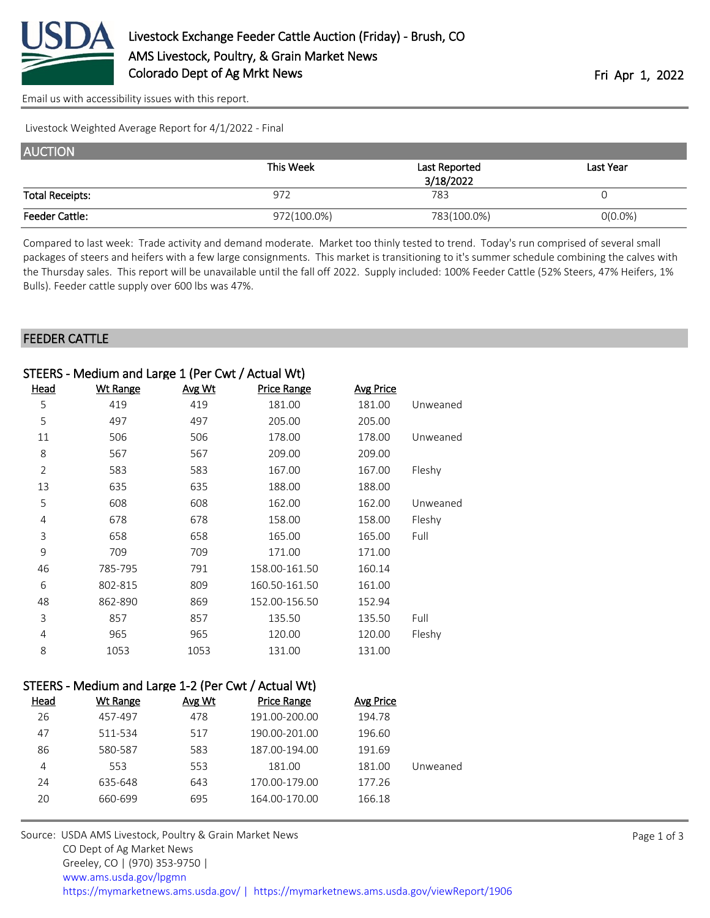# Livestock Exchange Feeder Cattle Auction (Friday) - Brush, CO

AMS Livestock, Poultry, & Grain Market News

Colorado Dept of Ag Mrkt News

Fri Apr 1, 2022

Email us with accessibility issues with this report.

Livestock Weighted Average Report for 4/1/2022 - Final

## AUCTION

| | This Week | Last Reported 3/18/2022 | Last Year |
|---|---|---|---|
| Total Receipts: | 972 | 783 | 0 |
| Feeder Cattle: | 972(100.0%) | 783(100.0%) | 0(0.0%) |

Compared to last week: Trade activity and demand moderate. Market too thinly tested to trend. Today's run comprised of several small packages of steers and heifers with a few large consignments. This market is transitioning to it's summer schedule combining the calves with the Thursday sales. This report will be unavailable until the fall off 2022. Supply included: 100% Feeder Cattle (52% Steers, 47% Heifers, 1% Bulls). Feeder cattle supply over 600 lbs was 47%.

## FEEDER CATTLE

### STEERS - Medium and Large 1 (Per Cwt / Actual Wt)

| Head | Wt Range | Avg Wt | Price Range | Avg Price | |
|---|---|---|---|---|---|
| 5 | 419 | 419 | 181.00 | 181.00 | Unweaned |
| 5 | 497 | 497 | 205.00 | 205.00 | |
| 11 | 506 | 506 | 178.00 | 178.00 | Unweaned |
| 8 | 567 | 567 | 209.00 | 209.00 | |
| 2 | 583 | 583 | 167.00 | 167.00 | Fleshy |
| 13 | 635 | 635 | 188.00 | 188.00 | |
| 5 | 608 | 608 | 162.00 | 162.00 | Unweaned |
| 4 | 678 | 678 | 158.00 | 158.00 | Fleshy |
| 3 | 658 | 658 | 165.00 | 165.00 | Full |
| 9 | 709 | 709 | 171.00 | 171.00 | |
| 46 | 785-795 | 791 | 158.00-161.50 | 160.14 | |
| 6 | 802-815 | 809 | 160.50-161.50 | 161.00 | |
| 48 | 862-890 | 869 | 152.00-156.50 | 152.94 | |
| 3 | 857 | 857 | 135.50 | 135.50 | Full |
| 4 | 965 | 965 | 120.00 | 120.00 | Fleshy |
| 8 | 1053 | 1053 | 131.00 | 131.00 | |

### STEERS - Medium and Large 1-2 (Per Cwt / Actual Wt)

| Head | Wt Range | Avg Wt | Price Range | Avg Price | |
|---|---|---|---|---|---|
| 26 | 457-497 | 478 | 191.00-200.00 | 194.78 | |
| 47 | 511-534 | 517 | 190.00-201.00 | 196.60 | |
| 86 | 580-587 | 583 | 187.00-194.00 | 191.69 | |
| 4 | 553 | 553 | 181.00 | 181.00 | Unweaned |
| 24 | 635-648 | 643 | 170.00-179.00 | 177.26 | |
| 20 | 660-699 | 695 | 164.00-170.00 | 166.18 | |

Source: USDA AMS Livestock, Poultry & Grain Market News
CO Dept of Ag Market News
Greeley, CO | (970) 353-9750 |
www.ams.usda.gov/lpgmn
https://mymarketnews.ams.usda.gov/ | https://mymarketnews.ams.usda.gov/viewReport/1906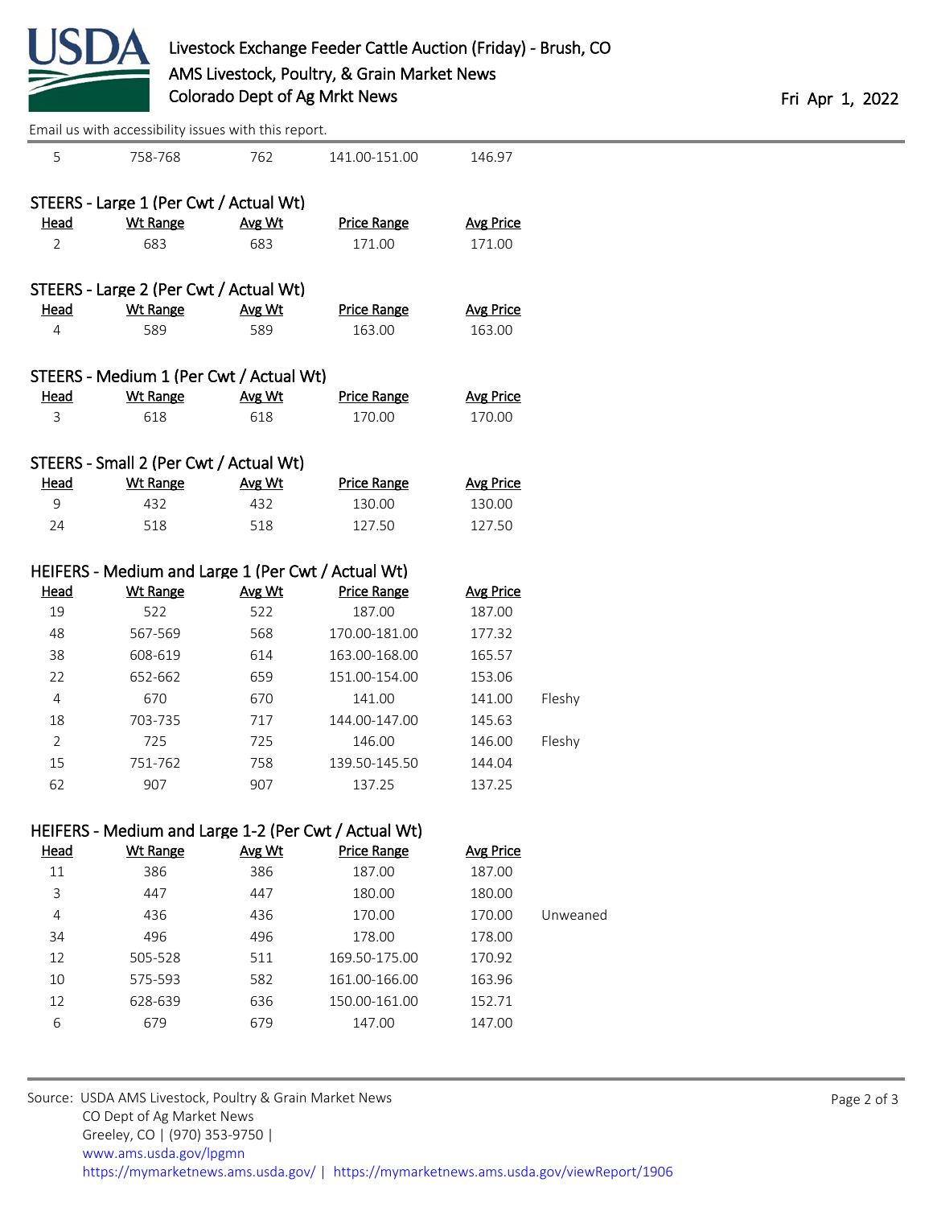| Head | Wt Range | Avg Wt | Price Range | Avg Price | |
|---|---|---|---|---|---|
| 5 | 758-768 | 762 | 141.00-151.00 | 146.97 | |

### STEERS - Large 1 (Per Cwt / Actual Wt)

| Head | Wt Range | Avg Wt | Price Range | Avg Price |
|---|---|---|---|---|
| 2 | 683 | 683 | 171.00 | 171.00 |

### STEERS - Large 2 (Per Cwt / Actual Wt)

| Head | Wt Range | Avg Wt | Price Range | Avg Price |
|---|---|---|---|---|
| 4 | 589 | 589 | 163.00 | 163.00 |

### STEERS - Medium 1 (Per Cwt / Actual Wt)

| Head | Wt Range | Avg Wt | Price Range | Avg Price |
|---|---|---|---|---|
| 3 | 618 | 618 | 170.00 | 170.00 |

### STEERS - Small 2 (Per Cwt / Actual Wt)

| Head | Wt Range | Avg Wt | Price Range | Avg Price |
|---|---|---|---|---|
| 9 | 432 | 432 | 130.00 | 130.00 |
| 24 | 518 | 518 | 127.50 | 127.50 |

### HEIFERS - Medium and Large 1 (Per Cwt / Actual Wt)

| Head | Wt Range | Avg Wt | Price Range | Avg Price | |
|---|---|---|---|---|---|
| 19 | 522 | 522 | 187.00 | 187.00 | |
| 48 | 567-569 | 568 | 170.00-181.00 | 177.32 | |
| 38 | 608-619 | 614 | 163.00-168.00 | 165.57 | |
| 22 | 652-662 | 659 | 151.00-154.00 | 153.06 | |
| 4 | 670 | 670 | 141.00 | 141.00 | Fleshy |
| 18 | 703-735 | 717 | 144.00-147.00 | 145.63 | |
| 2 | 725 | 725 | 146.00 | 146.00 | Fleshy |
| 15 | 751-762 | 758 | 139.50-145.50 | 144.04 | |
| 62 | 907 | 907 | 137.25 | 137.25 | |

### HEIFERS - Medium and Large 1-2 (Per Cwt / Actual Wt)

| Head | Wt Range | Avg Wt | Price Range | Avg Price | |
|---|---|---|---|---|---|
| 11 | 386 | 386 | 187.00 | 187.00 | |
| 3 | 447 | 447 | 180.00 | 180.00 | |
| 4 | 436 | 436 | 170.00 | 170.00 | Unweaned |
| 34 | 496 | 496 | 178.00 | 178.00 | |
| 12 | 505-528 | 511 | 169.50-175.00 | 170.92 | |
| 10 | 575-593 | 582 | 161.00-166.00 | 163.96 | |
| 12 | 628-639 | 636 | 150.00-161.00 | 152.71 | |
| 6 | 679 | 679 | 147.00 | 147.00 | |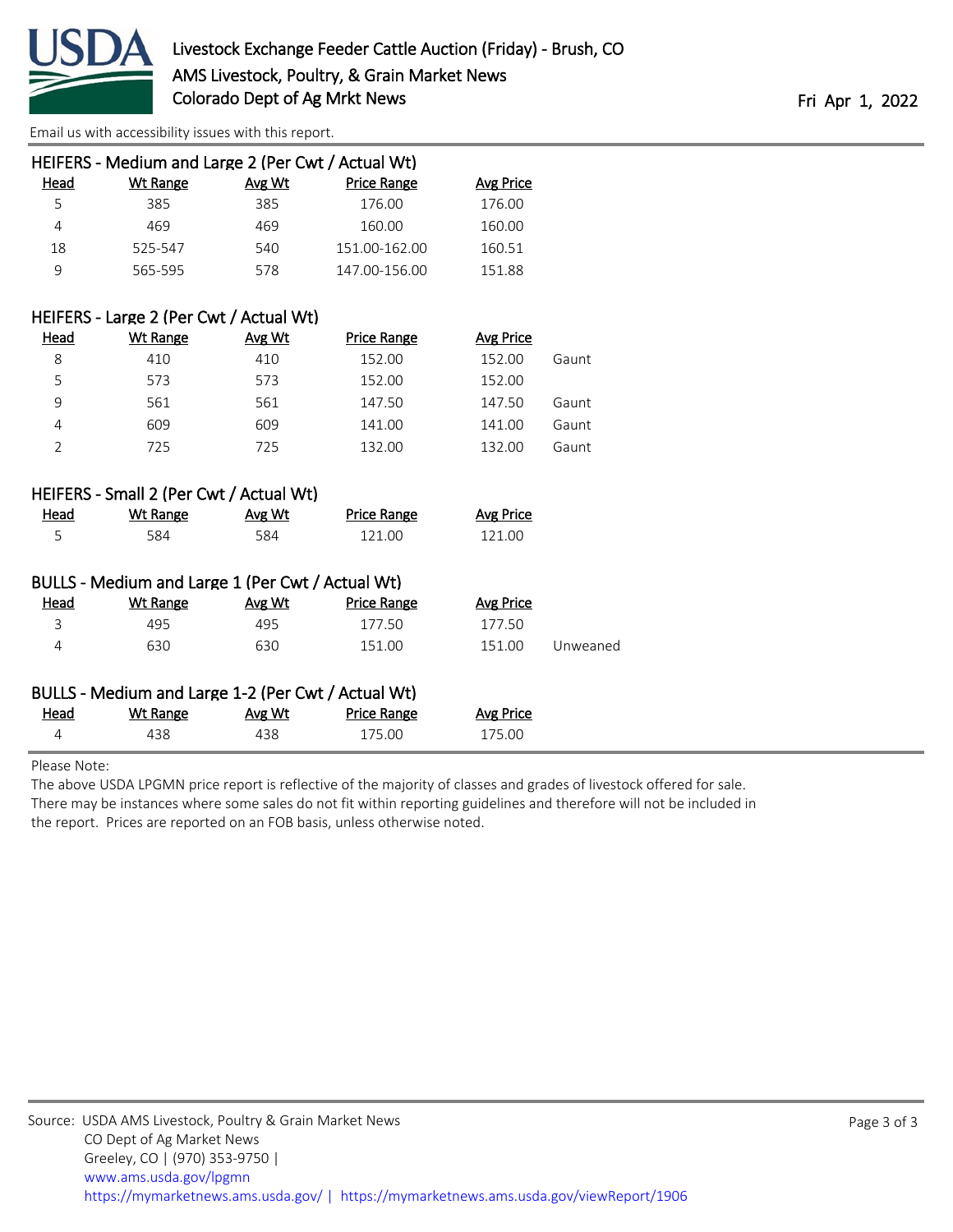Email us with accessibility issues with this report.

## HEIFERS - Medium and Large 2 (Per Cwt / Actual Wt)

| Head | Wt Range | Avg Wt | Price Range | Avg Price |
|---|---|---|---|---|
| 5 | 385 | 385 | 176.00 | 176.00 |
| 4 | 469 | 469 | 160.00 | 160.00 |
| 18 | 525-547 | 540 | 151.00-162.00 | 160.51 |
| 9 | 565-595 | 578 | 147.00-156.00 | 151.88 |

## HEIFERS - Large 2 (Per Cwt / Actual Wt)

| Head | Wt Range | Avg Wt | Price Range | Avg Price | |
|---|---|---|---|---|---|
| 8 | 410 | 410 | 152.00 | 152.00 | Gaunt |
| 5 | 573 | 573 | 152.00 | 152.00 | |
| 9 | 561 | 561 | 147.50 | 147.50 | Gaunt |
| 4 | 609 | 609 | 141.00 | 141.00 | Gaunt |
| 2 | 725 | 725 | 132.00 | 132.00 | Gaunt |

## HEIFERS - Small 2 (Per Cwt / Actual Wt)

| Head | Wt Range | Avg Wt | Price Range | Avg Price |
|---|---|---|---|---|
| 5 | 584 | 584 | 121.00 | 121.00 |

## BULLS - Medium and Large 1 (Per Cwt / Actual Wt)

| Head | Wt Range | Avg Wt | Price Range | Avg Price | |
|---|---|---|---|---|---|
| 3 | 495 | 495 | 177.50 | 177.50 | |
| 4 | 630 | 630 | 151.00 | 151.00 | Unweaned |

## BULLS - Medium and Large 1-2 (Per Cwt / Actual Wt)

| Head | Wt Range | Avg Wt | Price Range | Avg Price |
|---|---|---|---|---|
| 4 | 438 | 438 | 175.00 | 175.00 |

Please Note:
The above USDA LPGMN price report is reflective of the majority of classes and grades of livestock offered for sale. There may be instances where some sales do not fit within reporting guidelines and therefore will not be included in the report. Prices are reported on an FOB basis, unless otherwise noted.

Source: USDA AMS Livestock, Poultry & Grain Market News
CO Dept of Ag Market News
Greeley, CO | (970) 353-9750 |
www.ams.usda.gov/lpgmn
https://mymarketnews.ams.usda.gov/ | https://mymarketnews.ams.usda.gov/viewReport/1906